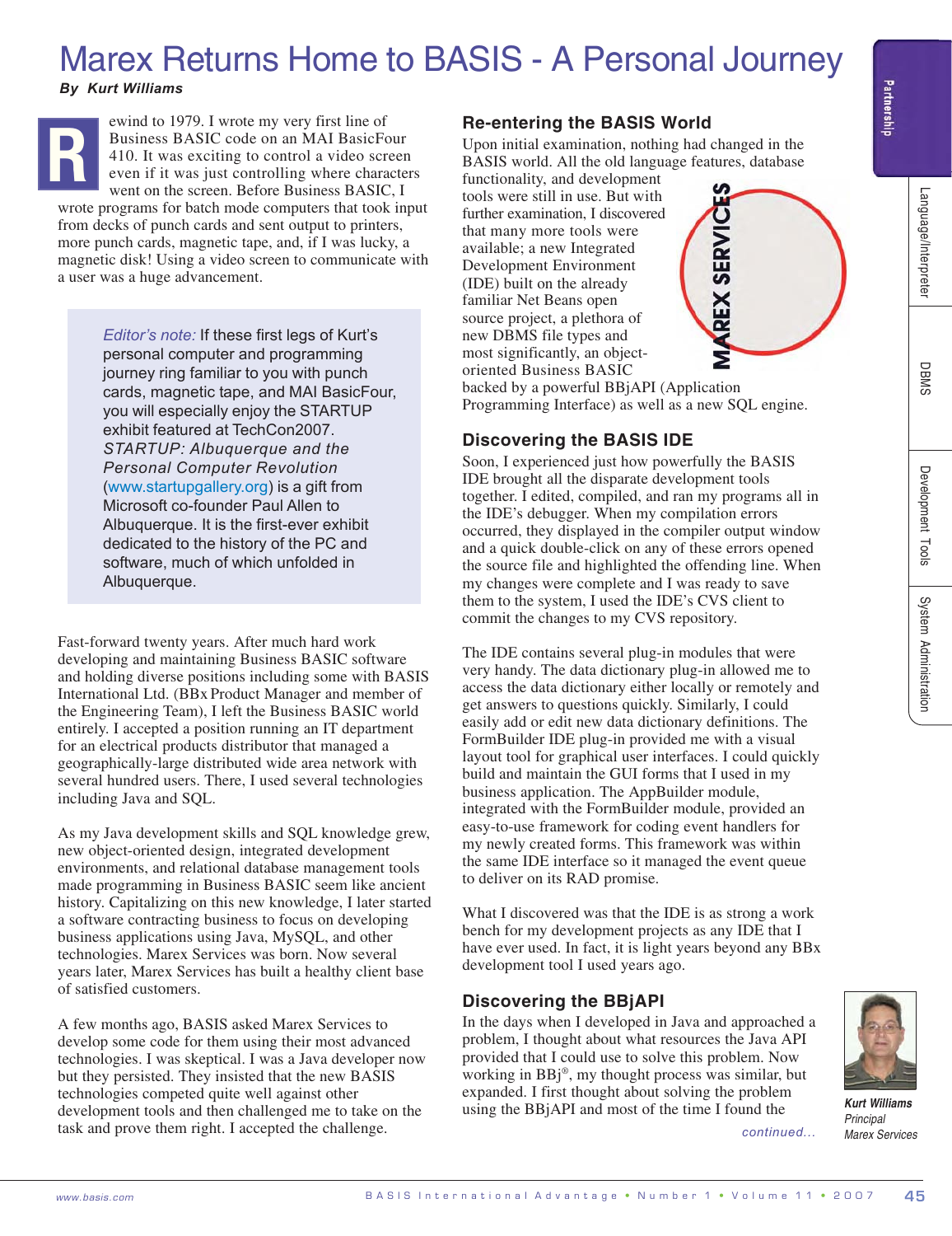# Marex Returns Home to BASIS - A Personal Journey

**By Kurt Williams**

Rewind to 1979. I wrote my very first line of Business BASIC code on an MAI BasicFour 410. It was exciting to control a video screen even if it was just controlling where characters went on the screen. Before Business BASIC, I wrote programs for batch mode computers that took input from decks of punch cards and sent output to printers, more punch cards, magnetic tape, and, if I was lucky, a magnetic disk! Using a video screen to communicate with a user was a huge advancement.

> *Editor's note:* If these first legs of Kurt's personal computer and programming journey ring familiar to you with punch cards, magnetic tape, and MAI BasicFour, you will especially enjoy the STARTUP exhibit featured at TechCon2007. *STARTUP: Albuquerque and the Personal Computer Revolution* (www.startupgallery.org) is a gift from Microsoft co-founder Paul Allen to Albuquerque. It is the first-ever exhibit dedicated to the history of the PC and software, much of which unfolded in Albuquerque.

Fast-forward twenty years. After much hard work developing and maintaining Business BASIC software and holding diverse positions including some with BASIS International Ltd. (BBx Product Manager and member of the Engineering Team), I left the Business BASIC world entirely. I accepted a position running an IT department for an electrical products distributor that managed a geographically-large distributed wide area network with several hundred users. There, I used several technologies including Java and SQL.

As my Java development skills and SQL knowledge grew, new object-oriented design, integrated development environments, and relational database management tools made programming in Business BASIC seem like ancient history. Capitalizing on this new knowledge, I later started a software contracting business to focus on developing business applications using Java, MySQL, and other technologies. Marex Services was born. Now several years later, Marex Services has built a healthy client base of satisfied customers.

A few months ago, BASIS asked Marex Services to develop some code for them using their most advanced technologies. I was skeptical. I was a Java developer now but they persisted. They insisted that the new BASIS technologies competed quite well against other development tools and then challenged me to take on the task and prove them right. I accepted the challenge.

## Re-entering the BASIS World

Upon initial examination, nothing had changed in the BASIS world. All the old language features, database functionality, and development tools were still in use. But with further examination, I discovered that many more tools were available; a new Integrated Development Environment (IDE) built on the already familiar Net Beans open source project, a plethora of new DBMS file types and most significantly, an object-oriented Business BASIC backed by a powerful BBjAPI (Application Programming Interface) as well as a new SQL engine.

## Discovering the BASIS IDE

Soon, I experienced just how powerfully the BASIS IDE brought all the disparate development tools together. I edited, compiled, and ran my programs all in the IDE's debugger. When my compilation errors occurred, they displayed in the compiler output window and a quick double-click on any of these errors opened the source file and highlighted the offending line. When my changes were complete and I was ready to save them to the system, I used the IDE's CVS client to commit the changes to my CVS repository.

The IDE contains several plug-in modules that were very handy. The data dictionary plug-in allowed me to access the data dictionary either locally or remotely and get answers to questions quickly. Similarly, I could easily add or edit new data dictionary definitions. The FormBuilder IDE plug-in provided me with a visual layout tool for graphical user interfaces. I could quickly build and maintain the GUI forms that I used in my business application. The AppBuilder module, integrated with the FormBuilder module, provided an easy-to-use framework for coding event handlers for my newly created forms. This framework was within the same IDE interface so it managed the event queue to deliver on its RAD promise.

What I discovered was that the IDE is as strong a work bench for my development projects as any IDE that I have ever used. In fact, it is light years beyond any BBx development tool I used years ago.

## Discovering the BBjAPI

In the days when I developed in Java and approached a problem, I thought about what resources the Java API provided that I could use to solve this problem. Now working in BBj®, my thought process was similar, but expanded. I first thought about solving the problem using the BBjAPI and most of the time I found the

*continued...*

**Kurt Williams**
*Principal*
*Marex Services*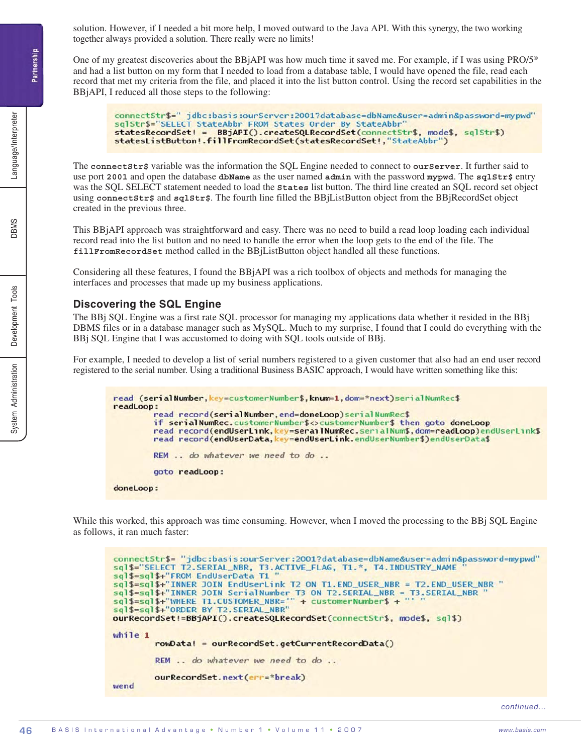solution. However, if I needed a bit more help, I moved outward to the Java API. With this synergy, the two working together always provided a solution. There really were no limits!

One of my greatest discoveries about the BBjAPI was how much time it saved me. For example, if I was using PRO/5® and had a list button on my form that I needed to load from a database table, I would have opened the file, read each record that met my criteria from the file, and placed it into the list button control. Using the record set capabilities in the BBjAPI, I reduced all those steps to the following:

```
connectStr$=" jdbc:basis:ourServer:2001?database=dbName&user=admin&password=mypwd"
sqlStr$="SELECT StateAbbr FROM States Order By StateAbbr"
statesRecordSet! =  BBjAPI().createSQLRecordSet(connectStr$, mode$, sqlStr$)
statesListButton!.fillFromRecordSet(statesRecordSet!,"StateAbbr")
```

The `connectStr$` variable was the information the SQL Engine needed to connect to `ourServer`. It further said to use port `2001` and open the database `dbName` as the user named `admin` with the password `mypwd`. The `sqlStr$` entry was the SQL SELECT statement needed to load the `States` list button. The third line created an SQL record set object using `connectStr$` and `sqlStr$`. The fourth line filled the BBjListButton object from the BBjRecordSet object created in the previous three.

This BBjAPI approach was straightforward and easy. There was no need to build a read loop loading each individual record read into the list button and no need to handle the error when the loop gets to the end of the file. The `fillFromRecordSet` method called in the BBjListButton object handled all these functions.

Considering all these features, I found the BBjAPI was a rich toolbox of objects and methods for managing the interfaces and processes that made up my business applications.

## Discovering the SQL Engine

The BBj SQL Engine was a first rate SQL processor for managing my applications data whether it resided in the BBj DBMS files or in a database manager such as MySQL. Much to my surprise, I found that I could do everything with the BBj SQL Engine that I was accustomed to doing with SQL tools outside of BBj.

For example, I needed to develop a list of serial numbers registered to a given customer that also had an end user record registered to the serial number. Using a traditional Business BASIC approach, I would have written something like this:

```
read (serialNumber,key=customerNumber$,knum=1,dom=*next)serialNumRec$
readLoop:
          read record(serialNumber,end=doneLoop)serialNumRec$
          if serialNumRec.customerNumber$<>customerNumber$ then goto doneLoop
          read record(endUserLink,key=serailNumRec.serialNum$,dom=readLoop)endUserLink$
          read record(endUserData,key=endUserLink.endUserNumber$)endUserData$

          REM .. do whatever we need to do ..

          goto readLoop:

doneLoop:
```

While this worked, this approach was time consuming. However, when I moved the processing to the BBj SQL Engine as follows, it ran much faster:

```
connectStr$= "jdbc:basis:ourServer:2001?database=dbName&user=admin&password=mypwd"
sql$="SELECT T2.SERIAL_NBR, T3.ACTIVE_FLAG, T1.*, T4.INDUSTRY_NAME "
sql$=sql$+"FROM EndUserData T1 "
sql$=sql$+"INNER JOIN EndUserLink T2 ON T1.END_USER_NBR = T2.END_USER_NBR "
sql$=sql$+"INNER JOIN SerialNumber T3 ON T2.SERIAL_NBR = T3.SERIAL_NBR "
sql$=sql$+"WHERE T1.CUSTOMER_NBR='" + customerNumber$ + "' "
sql$=sql$+"ORDER BY T2.SERIAL_NBR"
ourRecordSet!=BBjAPI().createSQLRecordSet(connectStr$, mode$, sql$)

while 1
          rowData! = ourRecordSet.getCurrentRecordData()

          REM .. do whatever we need to do ..

          ourRecordSet.next(err=*break)
wend
```

*continued...*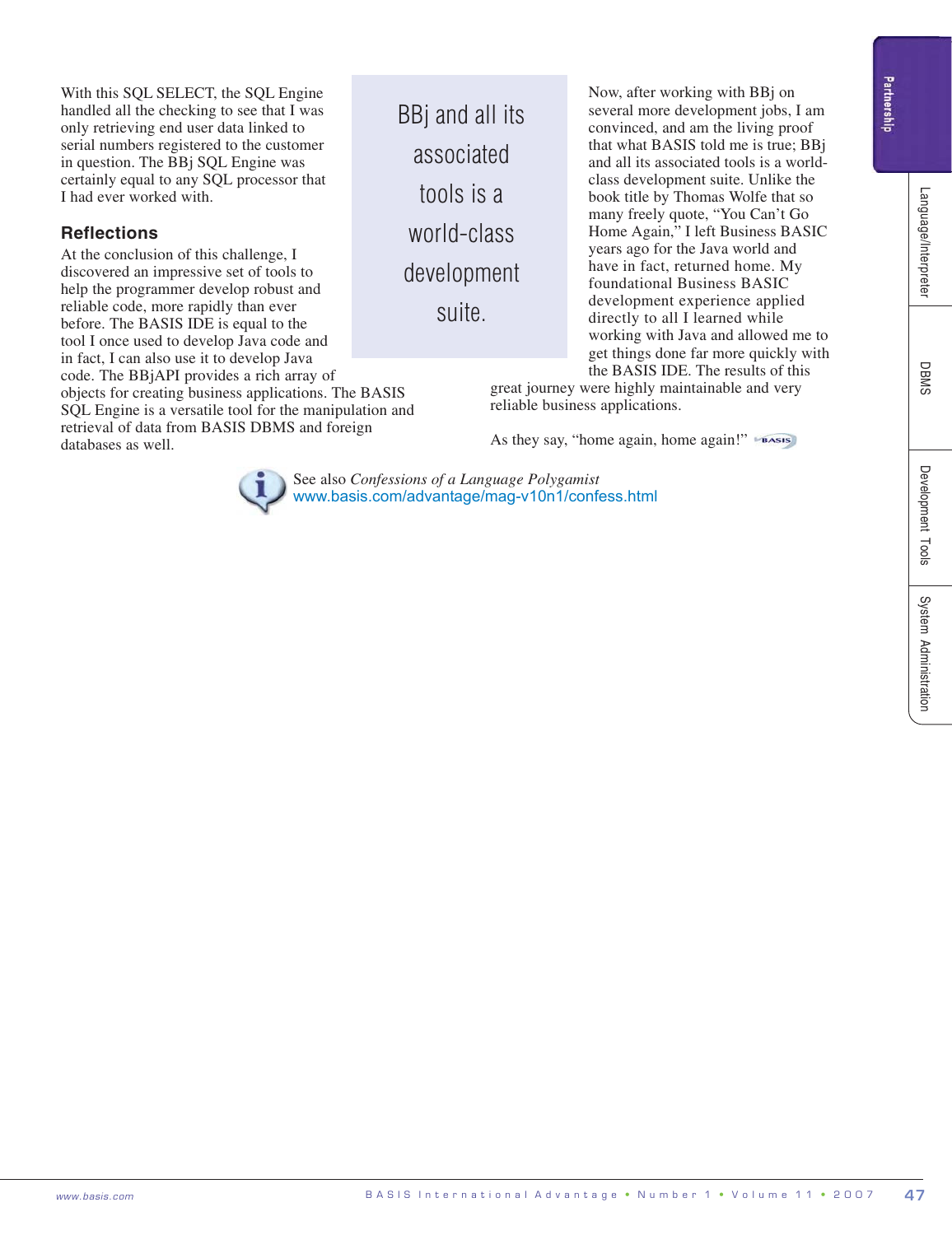With this SQL SELECT, the SQL Engine handled all the checking to see that I was only retrieving end user data linked to serial numbers registered to the customer in question. The BBj SQL Engine was certainly equal to any SQL processor that I had ever worked with.

### Reflections

At the conclusion of this challenge, I discovered an impressive set of tools to help the programmer develop robust and reliable code, more rapidly than ever before. The BASIS IDE is equal to the tool I once used to develop Java code and in fact, I can also use it to develop Java code. The BBjAPI provides a rich array of objects for creating business applications. The BASIS SQL Engine is a versatile tool for the manipulation and retrieval of data from BASIS DBMS and foreign databases as well.

> BBj and all its associated tools is a world-class development suite.

Now, after working with BBj on several more development jobs, I am convinced, and am the living proof that what BASIS told me is true; BBj and all its associated tools is a world-class development suite. Unlike the book title by Thomas Wolfe that so many freely quote, "You Can't Go Home Again," I left Business BASIC years ago for the Java world and have in fact, returned home. My foundational Business BASIC development experience applied directly to all I learned while working with Java and allowed me to get things done far more quickly with the BASIS IDE. The results of this great journey were highly maintainable and very reliable business applications.

As they say, "home again, home again!"

See also *Confessions of a Language Polygamist*
www.basis.com/advantage/mag-v10n1/confess.html